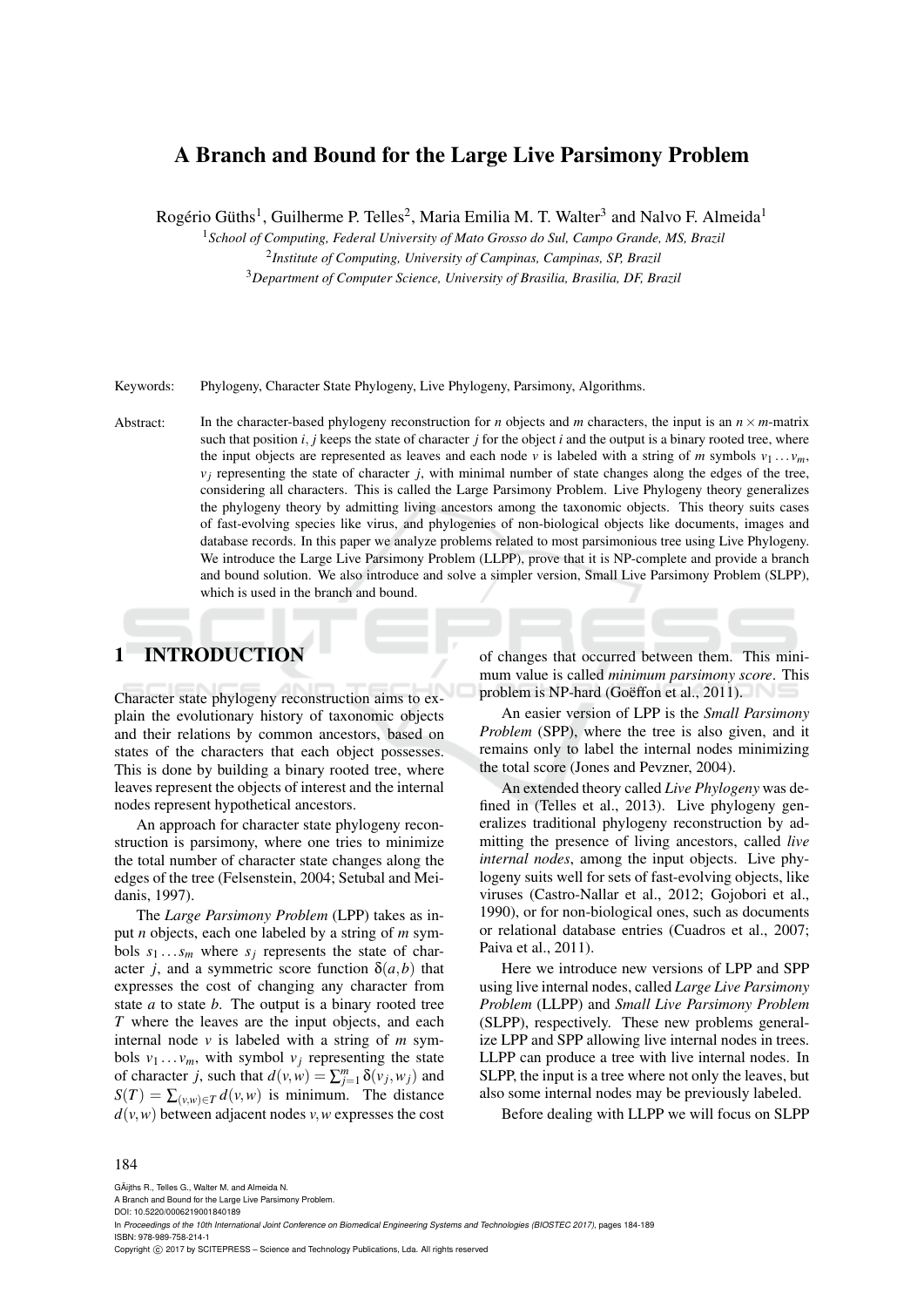# A Branch and Bound for the Large Live Parsimony Problem

Rogério Güths[1], Guilherme P. Telles[2], Maria Emilia M. T. Walter[3] and Nalvo F. Almeida[1]

[1]*School of Computing, Federal University of Mato Grosso do Sul, Campo Grande, MS, Brazil*
[2]*Institute of Computing, University of Campinas, Campinas, SP, Brazil*
[3]*Department of Computer Science, University of Brasilia, Brasilia, DF, Brazil*

Keywords: Phylogeny, Character State Phylogeny, Live Phylogeny, Parsimony, Algorithms.

Abstract: In the character-based phylogeny reconstruction for $n$ objects and $m$ characters, the input is an $n \times m$-matrix such that position $i, j$ keeps the state of character $j$ for the object $i$ and the output is a binary rooted tree, where the input objects are represented as leaves and each node $v$ is labeled with a string of $m$ symbols $v_1 \ldots v_m$, $v_j$ representing the state of character $j$, with minimal number of state changes along the edges of the tree, considering all characters. This is called the Large Parsimony Problem. Live Phylogeny theory generalizes the phylogeny theory by admitting living ancestors among the taxonomic objects. This theory suits cases of fast-evolving species like virus, and phylogenies of non-biological objects like documents, images and database records. In this paper we analyze problems related to most parsimonious tree using Live Phylogeny. We introduce the Large Live Parsimony Problem (LLPP), prove that it is NP-complete and provide a branch and bound solution. We also introduce and solve a simpler version, Small Live Parsimony Problem (SLPP), which is used in the branch and bound.

## 1 INTRODUCTION

Character state phylogeny reconstruction aims to explain the evolutionary history of taxonomic objects and their relations by common ancestors, based on states of the characters that each object possesses. This is done by building a binary rooted tree, where leaves represent the objects of interest and the internal nodes represent hypothetical ancestors.

An approach for character state phylogeny reconstruction is parsimony, where one tries to minimize the total number of character state changes along the edges of the tree (Felsenstein, 2004; Setubal and Meidanis, 1997).

The *Large Parsimony Problem* (LPP) takes as input $n$ objects, each one labeled by a string of $m$ symbols $s_1 \ldots s_m$ where $s_j$ represents the state of character $j$, and a symmetric score function $\delta(a, b)$ that expresses the cost of changing any character from state $a$ to state $b$. The output is a binary rooted tree $T$ where the leaves are the input objects, and each internal node $v$ is labeled with a string of $m$ symbols $v_1 \ldots v_m$, with symbol $v_j$ representing the state of character $j$, such that $d(v, w) = \sum_{j=1}^{m} \delta(v_j, w_j)$ and $S(T) = \sum_{(v,w) \in T} d(v, w)$ is minimum. The distance $d(v, w)$ between adjacent nodes $v, w$ expresses the cost of changes that occurred between them. This minimum value is called *minimum parsimony score*. This problem is NP-hard (Goëffon et al., 2011).

An easier version of LPP is the *Small Parsimony Problem* (SPP), where the tree is also given, and it remains only to label the internal nodes minimizing the total score (Jones and Pevzner, 2004).

An extended theory called *Live Phylogeny* was defined in (Telles et al., 2013). Live phylogeny generalizes traditional phylogeny reconstruction by admitting the presence of living ancestors, called *live internal nodes*, among the input objects. Live phylogeny suits well for sets of fast-evolving objects, like viruses (Castro-Nallar et al., 2012; Gojobori et al., 1990), or for non-biological ones, such as documents or relational database entries (Cuadros et al., 2007; Paiva et al., 2011).

Here we introduce new versions of LPP and SPP using live internal nodes, called *Large Live Parsimony Problem* (LLPP) and *Small Live Parsimony Problem* (SLPP), respectively. These new problems generalize LPP and SPP allowing live internal nodes in trees. LLPP can produce a tree with live internal nodes. In SLPP, the input is a tree where not only the leaves, but also some internal nodes may be previously labeled.

Before dealing with LLPP we will focus on SLPP

GÃijths R., Telles G., Walter M. and Almeida N.
A Branch and Bound for the Large Live Parsimony Problem.
DOI: 10.5220/0006219001840189
In *Proceedings of the 10th International Joint Conference on Biomedical Engineering Systems and Technologies (BIOSTEC 2017)*, pages 184-189
ISBN: 978-989-758-214-1
Copyright © 2017 by SCITEPRESS – Science and Technology Publications, Lda. All rights reserved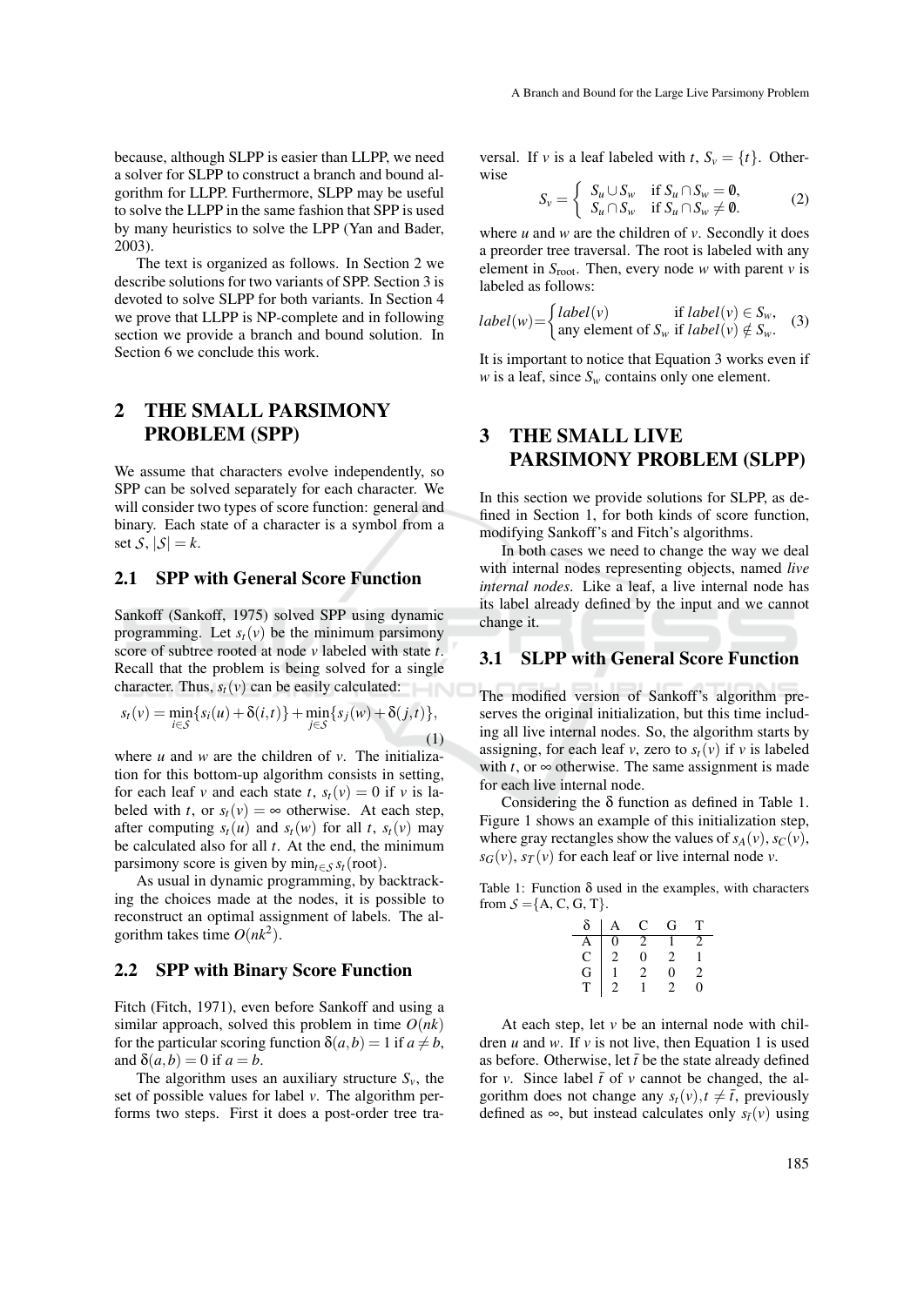because, although SLPP is easier than LLPP, we need a solver for SLPP to construct a branch and bound algorithm for LLPP. Furthermore, SLPP may be useful to solve the LLPP in the same fashion that SPP is used by many heuristics to solve the LPP (Yan and Bader, 2003).

The text is organized as follows. In Section 2 we describe solutions for two variants of SPP. Section 3 is devoted to solve SLPP for both variants. In Section 4 we prove that LLPP is NP-complete and in following section we provide a branch and bound solution. In Section 6 we conclude this work.

## 2 THE SMALL PARSIMONY PROBLEM (SPP)

We assume that characters evolve independently, so SPP can be solved separately for each character. We will consider two types of score function: general and binary. Each state of a character is a symbol from a set $\mathcal{S}$, $|\mathcal{S}| = k$.

### 2.1 SPP with General Score Function

Sankoff (Sankoff, 1975) solved SPP using dynamic programming. Let $s_t(v)$ be the minimum parsimony score of subtree rooted at node $v$ labeled with state $t$. Recall that the problem is being solved for a single character. Thus, $s_t(v)$ can be easily calculated:

$$s_t(v) = \min_{i \in \mathcal{S}}\{s_i(u) + \delta(i,t)\} + \min_{j \in \mathcal{S}}\{s_j(w) + \delta(j,t)\}, \tag{1}$$

where $u$ and $w$ are the children of $v$. The initialization for this bottom-up algorithm consists in setting, for each leaf $v$ and each state $t$, $s_t(v) = 0$ if $v$ is labeled with $t$, or $s_t(v) = \infty$ otherwise. At each step, after computing $s_t(u)$ and $s_t(w)$ for all $t$, $s_t(v)$ may be calculated also for all $t$. At the end, the minimum parsimony score is given by $\min_{t \in \mathcal{S}} s_t(\text{root})$.

As usual in dynamic programming, by backtracking the choices made at the nodes, it is possible to reconstruct an optimal assignment of labels. The algorithm takes time $O(nk^2)$.

### 2.2 SPP with Binary Score Function

Fitch (Fitch, 1971), even before Sankoff and using a similar approach, solved this problem in time $O(nk)$ for the particular scoring function $\delta(a,b) = 1$ if $a \neq b$, and $\delta(a,b) = 0$ if $a = b$.

The algorithm uses an auxiliary structure $S_v$, the set of possible values for label $v$. The algorithm performs two steps. First it does a post-order tree traversal. If $v$ is a leaf labeled with $t$, $S_v = \{t\}$. Otherwise

$$S_v = \begin{cases} S_u \cup S_w & \text{if } S_u \cap S_w = \emptyset, \\ S_u \cap S_w & \text{if } S_u \cap S_w \neq \emptyset. \end{cases} \tag{2}$$

where $u$ and $w$ are the children of $v$. Secondly it does a preorder tree traversal. The root is labeled with any element in $S_{\text{root}}$. Then, every node $w$ with parent $v$ is labeled as follows:

$$label(w) = \begin{cases} label(v) & \text{if } label(v) \in S_w, \\ \text{any element of } S_w & \text{if } label(v) \notin S_w. \end{cases} \tag{3}$$

It is important to notice that Equation 3 works even if $w$ is a leaf, since $S_w$ contains only one element.

## 3 THE SMALL LIVE PARSIMONY PROBLEM (SLPP)

In this section we provide solutions for SLPP, as defined in Section 1, for both kinds of score function, modifying Sankoff's and Fitch's algorithms.

In both cases we need to change the way we deal with internal nodes representing objects, named *live internal nodes*. Like a leaf, a live internal node has its label already defined by the input and we cannot change it.

### 3.1 SLPP with General Score Function

The modified version of Sankoff's algorithm preserves the original initialization, but this time including all live internal nodes. So, the algorithm starts by assigning, for each leaf $v$, zero to $s_t(v)$ if $v$ is labeled with $t$, or $\infty$ otherwise. The same assignment is made for each live internal node.

Considering the $\delta$ function as defined in Table 1. Figure 1 shows an example of this initialization step, where gray rectangles show the values of $s_A(v)$, $s_C(v)$, $s_G(v)$, $s_T(v)$ for each leaf or live internal node $v$.

Table 1: Function $\delta$ used in the examples, with characters from $\mathcal{S} = \{$A, C, G, T$\}$.

| $\delta$ | A | C | G | T |
|---|---|---|---|---|
| A | 0 | 2 | 1 | 2 |
| C | 2 | 0 | 2 | 1 |
| G | 1 | 2 | 0 | 2 |
| T | 2 | 1 | 2 | 0 |

At each step, let $v$ be an internal node with children $u$ and $w$. If $v$ is not live, then Equation 1 is used as before. Otherwise, let $\bar{t}$ be the state already defined for $v$. Since label $\bar{t}$ of $v$ cannot be changed, the algorithm does not change any $s_t(v), t \neq \bar{t}$, previously defined as $\infty$, but instead calculates only $s_{\bar{t}}(v)$ using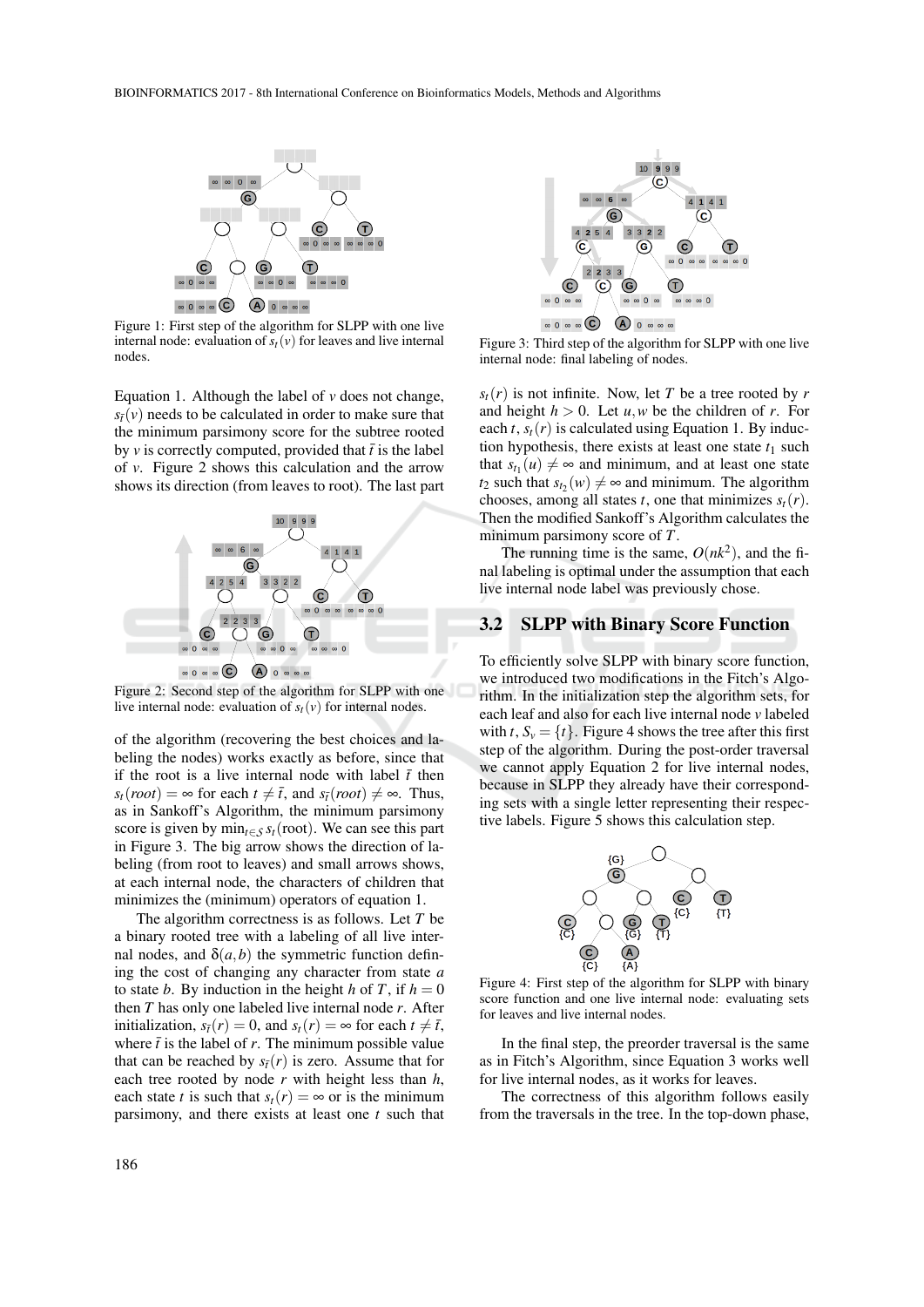Figure 1: First step of the algorithm for SLPP with one live internal node: evaluation of $s_t(v)$ for leaves and live internal nodes.

Equation 1. Although the label of $v$ does not change, $s_{\bar{t}}(v)$ needs to be calculated in order to make sure that the minimum parsimony score for the subtree rooted by $v$ is correctly computed, provided that $\bar{t}$ is the label of $v$. Figure 2 shows this calculation and the arrow shows its direction (from leaves to root). The last part

Figure 2: Second step of the algorithm for SLPP with one live internal node: evaluation of $s_t(v)$ for internal nodes.

of the algorithm (recovering the best choices and labeling the nodes) works exactly as before, since that if the root is a live internal node with label $\bar{t}$ then $s_t(root) = \infty$ for each $t \neq \bar{t}$, and $s_{\bar{t}}(root) \neq \infty$. Thus, as in Sankoff's Algorithm, the minimum parsimony score is given by $\min_{t \in S} s_t(\text{root})$. We can see this part in Figure 3. The big arrow shows the direction of labeling (from root to leaves) and small arrows shows, at each internal node, the characters of children that minimizes the (minimum) operators of equation 1.

The algorithm correctness is as follows. Let $T$ be a binary rooted tree with a labeling of all live internal nodes, and $\delta(a,b)$ the symmetric function defining the cost of changing any character from state $a$ to state $b$. By induction in the height $h$ of $T$, if $h = 0$ then $T$ has only one labeled live internal node $r$. After initialization, $s_{\bar{t}}(r) = 0$, and $s_t(r) = \infty$ for each $t \neq \bar{t}$, where $\bar{t}$ is the label of $r$. The minimum possible value that can be reached by $s_{\bar{t}}(r)$ is zero. Assume that for each tree rooted by node $r$ with height less than $h$, each state $t$ is such that $s_t(r) = \infty$ or is the minimum parsimony, and there exists at least one $t$ such that

Figure 3: Third step of the algorithm for SLPP with one live internal node: final labeling of nodes.

$s_t(r)$ is not infinite. Now, let $T$ be a tree rooted by $r$ and height $h > 0$. Let $u, w$ be the children of $r$. For each $t$, $s_t(r)$ is calculated using Equation 1. By induction hypothesis, there exists at least one state $t_1$ such that $s_{t_1}(u) \neq \infty$ and minimum, and at least one state $t_2$ such that $s_{t_2}(w) \neq \infty$ and minimum. The algorithm chooses, among all states $t$, one that minimizes $s_t(r)$. Then the modified Sankoff's Algorithm calculates the minimum parsimony score of $T$.

The running time is the same, $O(nk^2)$, and the final labeling is optimal under the assumption that each live internal node label was previously chose.

## 3.2 SLPP with Binary Score Function

To efficiently solve SLPP with binary score function, we introduced two modifications in the Fitch's Algorithm. In the initialization step the algorithm sets, for each leaf and also for each live internal node $v$ labeled with $t$, $S_v = \{t\}$. Figure 4 shows the tree after this first step of the algorithm. During the post-order traversal we cannot apply Equation 2 for live internal nodes, because in SLPP they already have their corresponding sets with a single letter representing their respective labels. Figure 5 shows this calculation step.

Figure 4: First step of the algorithm for SLPP with binary score function and one live internal node: evaluating sets for leaves and live internal nodes.

In the final step, the preorder traversal is the same as in Fitch's Algorithm, since Equation 3 works well for live internal nodes, as it works for leaves.

The correctness of this algorithm follows easily from the traversals in the tree. In the top-down phase,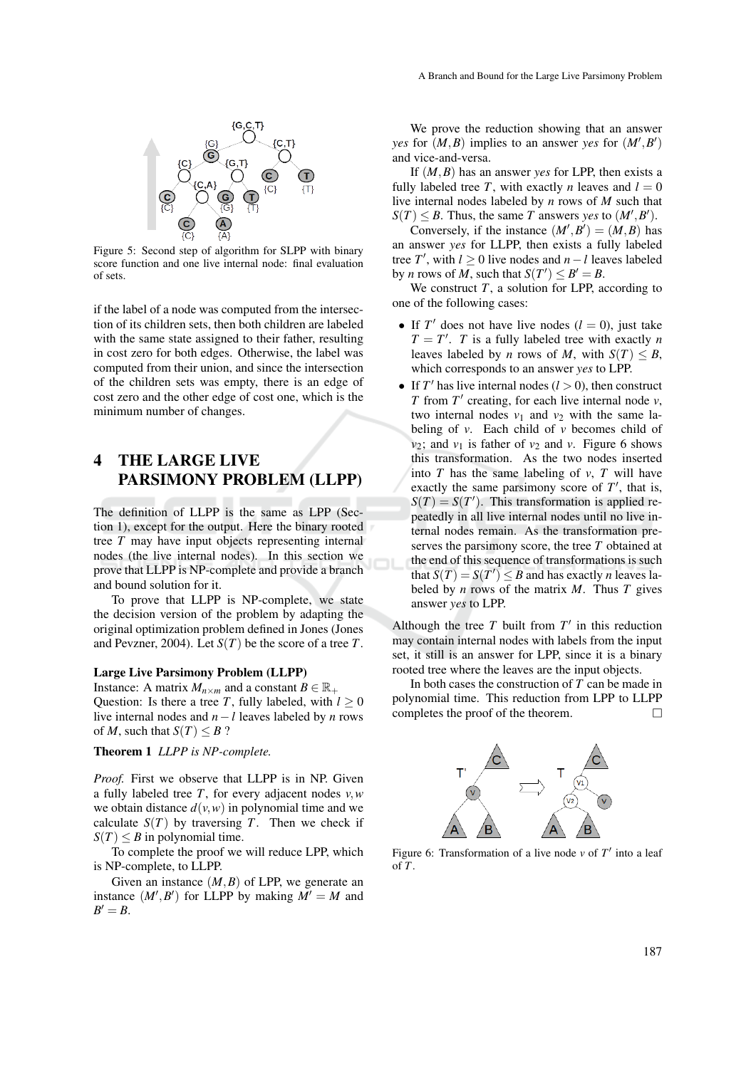Figure 5: Second step of algorithm for SLPP with binary score function and one live internal node: final evaluation of sets.

if the label of a node was computed from the intersection of its children sets, then both children are labeled with the same state assigned to their father, resulting in cost zero for both edges. Otherwise, the label was computed from their union, and since the intersection of the children sets was empty, there is an edge of cost zero and the other edge of cost one, which is the minimum number of changes.

## 4 THE LARGE LIVE PARSIMONY PROBLEM (LLPP)

The definition of LLPP is the same as LPP (Section 1), except for the output. Here the binary rooted tree $T$ may have input objects representing internal nodes (the live internal nodes). In this section we prove that LLPP is NP-complete and provide a branch and bound solution for it.

To prove that LLPP is NP-complete, we state the decision version of the problem by adapting the original optimization problem defined in Jones (Jones and Pevzner, 2004). Let $S(T)$ be the score of a tree $T$.

**Large Live Parsimony Problem (LLPP)**
Instance: A matrix $M_{n \times m}$ and a constant $B \in \mathbb{R}_+$
Question: Is there a tree $T$, fully labeled, with $l \geq 0$ live internal nodes and $n-l$ leaves labeled by $n$ rows of $M$, such that $S(T) \leq B$ ?

**Theorem 1** *LLPP is NP-complete.*

*Proof.* First we observe that LLPP is in NP. Given a fully labeled tree $T$, for every adjacent nodes $v, w$ we obtain distance $d(v,w)$ in polynomial time and we calculate $S(T)$ by traversing $T$. Then we check if $S(T) \leq B$ in polynomial time.

To complete the proof we will reduce LPP, which is NP-complete, to LLPP.

Given an instance $(M,B)$ of LPP, we generate an instance $(M',B')$ for LLPP by making $M' = M$ and $B' = B$.

We prove the reduction showing that an answer *yes* for $(M,B)$ implies to an answer *yes* for $(M',B')$ and vice-and-versa.

If $(M,B)$ has an answer *yes* for LPP, then exists a fully labeled tree $T$, with exactly $n$ leaves and $l = 0$ live internal nodes labeled by $n$ rows of $M$ such that $S(T) \leq B$. Thus, the same $T$ answers *yes* to $(M',B')$.

Conversely, if the instance $(M',B') = (M,B)$ has an answer *yes* for LLPP, then exists a fully labeled tree $T'$, with $l \geq 0$ live nodes and $n-l$ leaves labeled by $n$ rows of $M$, such that $S(T') \leq B' = B$.

We construct $T$, a solution for LPP, according to one of the following cases:

- If $T'$ does not have live nodes ($l = 0$), just take $T = T'$. $T$ is a fully labeled tree with exactly $n$ leaves labeled by $n$ rows of $M$, with $S(T) \leq B$, which corresponds to an answer *yes* to LPP.
- If $T'$ has live internal nodes ($l > 0$), then construct $T$ from $T'$ creating, for each live internal node $v$, two internal nodes $v_1$ and $v_2$ with the same labeling of $v$. Each child of $v$ becomes child of $v_2$; and $v_1$ is father of $v_2$ and $v$. Figure 6 shows this transformation. As the two nodes inserted into $T$ has the same labeling of $v$, $T$ will have exactly the same parsimony score of $T'$, that is, $S(T) = S(T')$. This transformation is applied repeatedly in all live internal nodes until no live internal nodes remain. As the transformation preserves the parsimony score, the tree $T$ obtained at the end of this sequence of transformations is such that $S(T) = S(T') \leq B$ and has exactly $n$ leaves labeled by $n$ rows of the matrix $M$. Thus $T$ gives answer *yes* to LPP.

Although the tree $T$ built from $T'$ in this reduction may contain internal nodes with labels from the input set, it still is an answer for LPP, since it is a binary rooted tree where the leaves are the input objects.

In both cases the construction of $T$ can be made in polynomial time. This reduction from LPP to LLPP completes the proof of the theorem. □

Figure 6: Transformation of a live node $v$ of $T'$ into a leaf of $T$.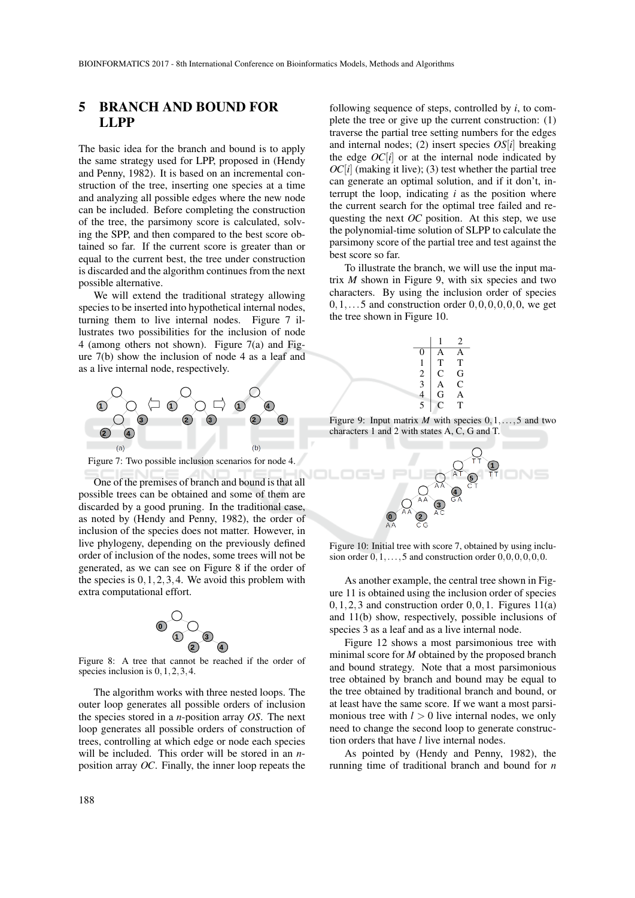## 5 BRANCH AND BOUND FOR LLPP

The basic idea for the branch and bound is to apply the same strategy used for LPP, proposed in (Hendy and Penny, 1982). It is based on an incremental construction of the tree, inserting one species at a time and analyzing all possible edges where the new node can be included. Before completing the construction of the tree, the parsimony score is calculated, solving the SPP, and then compared to the best score obtained so far. If the current score is greater than or equal to the current best, the tree under construction is discarded and the algorithm continues from the next possible alternative.

We will extend the traditional strategy allowing species to be inserted into hypothetical internal nodes, turning them to live internal nodes. Figure 7 illustrates two possibilities for the inclusion of node 4 (among others not shown). Figure 7(a) and Figure 7(b) show the inclusion of node 4 as a leaf and as a live internal node, respectively.

Figure 7: Two possible inclusion scenarios for node 4.

One of the premises of branch and bound is that all possible trees can be obtained and some of them are discarded by a good pruning. In the traditional case, as noted by (Hendy and Penny, 1982), the order of inclusion of the species does not matter. However, in live phylogeny, depending on the previously defined order of inclusion of the nodes, some trees will not be generated, as we can see on Figure 8 if the order of the species is $0,1,2,3,4$. We avoid this problem with extra computational effort.

Figure 8: A tree that cannot be reached if the order of species inclusion is $0,1,2,3,4$.

The algorithm works with three nested loops. The outer loop generates all possible orders of inclusion the species stored in a $n$-position array *OS*. The next loop generates all possible orders of construction of trees, controlling at which edge or node each species will be included. This order will be stored in an $n$-position array *OC*. Finally, the inner loop repeats the following sequence of steps, controlled by $i$, to complete the tree or give up the current construction: (1) traverse the partial tree setting numbers for the edges and internal nodes; (2) insert species $OS[i]$ breaking the edge $OC[i]$ or at the internal node indicated by $OC[i]$ (making it live); (3) test whether the partial tree can generate an optimal solution, and if it don't, interrupt the loop, indicating $i$ as the position where the current search for the optimal tree failed and requesting the next *OC* position. At this step, we use the polynomial-time solution of SLPP to calculate the parsimony score of the partial tree and test against the best score so far.

To illustrate the branch, we will use the input matrix $M$ shown in Figure 9, with six species and two characters. By using the inclusion order of species $0,1,\ldots 5$ and construction order $0,0,0,0,0,0$, we get the tree shown in Figure 10.

| | 1 | 2 |
|---|---|---|
| 0 | A | A |
| 1 | T | T |
| 2 | C | G |
| 3 | A | C |
| 4 | G | A |
| 5 | C | T |

Figure 9: Input matrix $M$ with species $0,1,\ldots,5$ and two characters 1 and 2 with states A, C, G and T.

Figure 10: Initial tree with score 7, obtained by using inclusion order $0,1,\ldots,5$ and construction order $0,0,0,0,0,0$.

As another example, the central tree shown in Figure 11 is obtained using the inclusion order of species $0,1,2,3$ and construction order $0,0,1$. Figures 11(a) and 11(b) show, respectively, possible inclusions of species 3 as a leaf and as a live internal node.

Figure 12 shows a most parsimonious tree with minimal score for $M$ obtained by the proposed branch and bound strategy. Note that a most parsimonious tree obtained by branch and bound may be equal to the tree obtained by traditional branch and bound, or at least have the same score. If we want a most parsimonious tree with $l > 0$ live internal nodes, we only need to change the second loop to generate construction orders that have $l$ live internal nodes.

As pointed by (Hendy and Penny, 1982), the running time of traditional branch and bound for $n$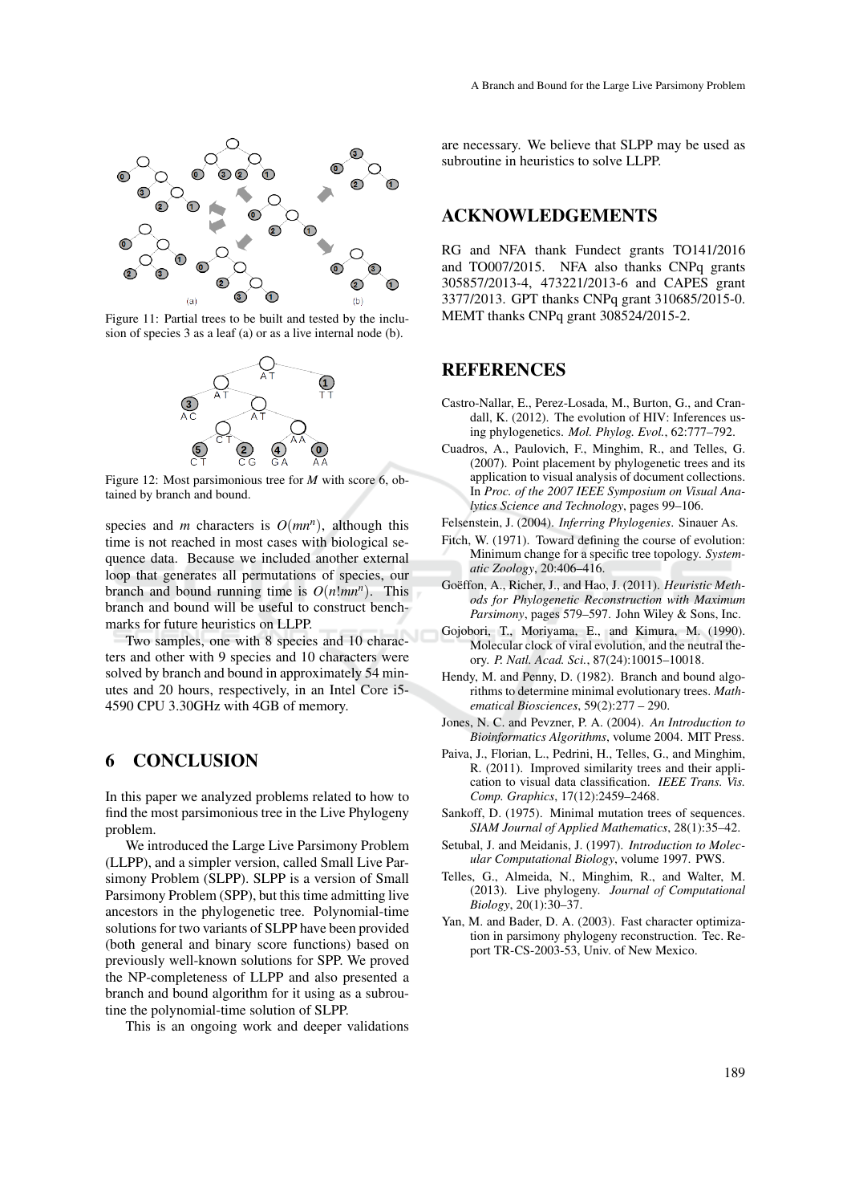(a) (b)

Figure 11: Partial trees to be built and tested by the inclusion of species 3 as a leaf (a) or as a live internal node (b).

AT AT TT AC AT CT AA CT CG GA AA

Figure 12: Most parsimonious tree for *M* with score 6, obtained by branch and bound.

species and *m* characters is $O(mn^n)$, although this time is not reached in most cases with biological sequence data. Because we included another external loop that generates all permutations of species, our branch and bound running time is $O(n!mn^n)$. This branch and bound will be useful to construct benchmarks for future heuristics on LLPP.

Two samples, one with 8 species and 10 characters and other with 9 species and 10 characters were solved by branch and bound in approximately 54 minutes and 20 hours, respectively, in an Intel Core i5-4590 CPU 3.30GHz with 4GB of memory.

# 6 CONCLUSION

In this paper we analyzed problems related to how to find the most parsimonious tree in the Live Phylogeny problem.

We introduced the Large Live Parsimony Problem (LLPP), and a simpler version, called Small Live Parsimony Problem (SLPP). SLPP is a version of Small Parsimony Problem (SPP), but this time admitting live ancestors in the phylogenetic tree. Polynomial-time solutions for two variants of SLPP have been provided (both general and binary score functions) based on previously well-known solutions for SPP. We proved the NP-completeness of LLPP and also presented a branch and bound algorithm for it using as a subroutine the polynomial-time solution of SLPP.

This is an ongoing work and deeper validations are necessary. We believe that SLPP may be used as subroutine in heuristics to solve LLPP.

# ACKNOWLEDGEMENTS

RG and NFA thank Fundect grants TO141/2016 and TO007/2015. NFA also thanks CNPq grants 305857/2013-4, 473221/2013-6 and CAPES grant 3377/2013. GPT thanks CNPq grant 310685/2015-0. MEMT thanks CNPq grant 308524/2015-2.

# REFERENCES

Castro-Nallar, E., Perez-Losada, M., Burton, G., and Crandall, K. (2012). The evolution of HIV: Inferences using phylogenetics. *Mol. Phylog. Evol.*, 62:777–792.

Cuadros, A., Paulovich, F., Minghim, R., and Telles, G. (2007). Point placement by phylogenetic trees and its application to visual analysis of document collections. In *Proc. of the 2007 IEEE Symposium on Visual Analytics Science and Technology*, pages 99–106.

Felsenstein, J. (2004). *Inferring Phylogenies*. Sinauer As.

Fitch, W. (1971). Toward defining the course of evolution: Minimum change for a specific tree topology. *Systematic Zoology*, 20:406–416.

Goëffon, A., Richer, J., and Hao, J. (2011). *Heuristic Methods for Phylogenetic Reconstruction with Maximum Parsimony*, pages 579–597. John Wiley & Sons, Inc.

Gojobori, T., Moriyama, E., and Kimura, M. (1990). Molecular clock of viral evolution, and the neutral theory. *P. Natl. Acad. Sci.*, 87(24):10015–10018.

Hendy, M. and Penny, D. (1982). Branch and bound algorithms to determine minimal evolutionary trees. *Mathematical Biosciences*, 59(2):277 – 290.

Jones, N. C. and Pevzner, P. A. (2004). *An Introduction to Bioinformatics Algorithms*, volume 2004. MIT Press.

Paiva, J., Florian, L., Pedrini, H., Telles, G., and Minghim, R. (2011). Improved similarity trees and their application to visual data classification. *IEEE Trans. Vis. Comp. Graphics*, 17(12):2459–2468.

Sankoff, D. (1975). Minimal mutation trees of sequences. *SIAM Journal of Applied Mathematics*, 28(1):35–42.

Setubal, J. and Meidanis, J. (1997). *Introduction to Molecular Computational Biology*, volume 1997. PWS.

Telles, G., Almeida, N., Minghim, R., and Walter, M. (2013). Live phylogeny. *Journal of Computational Biology*, 20(1):30–37.

Yan, M. and Bader, D. A. (2003). Fast character optimization in parsimony phylogeny reconstruction. Tec. Report TR-CS-2003-53, Univ. of New Mexico.